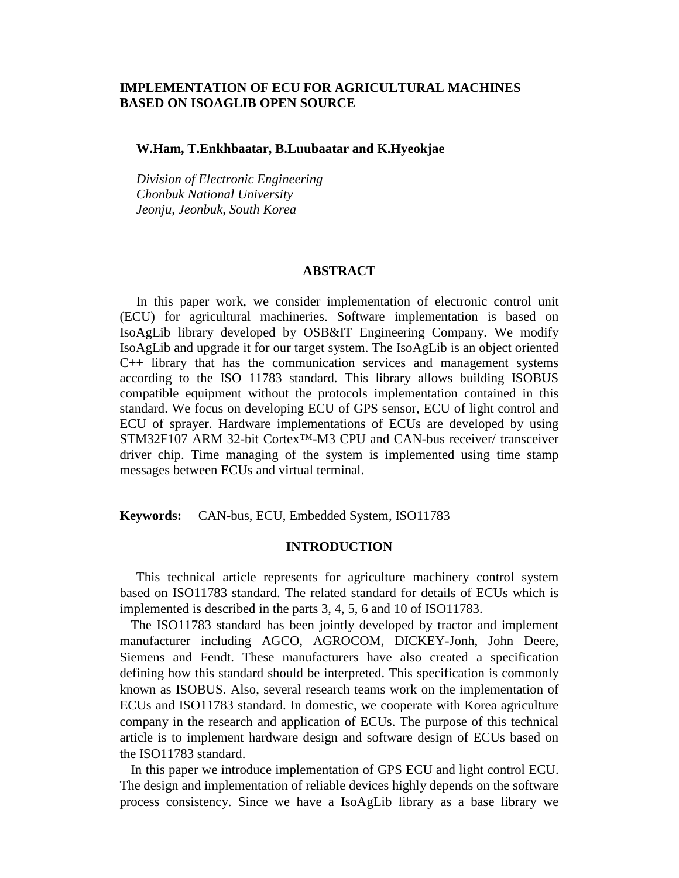# IMPLEMENTATION OF ECU FOR AGRICULTURAL MACHINES BASED ON ISOAGLIB OPEN SOURCE

**W.Ham, T.Enkhbaatar, B.Luubaatar and K.Hyeokjae**

*Division of Electronic Engineering*
*Chonbuk National University*
*Jeonju, Jeonbuk, South Korea*

## ABSTRACT

In this paper work, we consider implementation of electronic control unit (ECU) for agricultural machineries. Software implementation is based on IsoAgLib library developed by OSB&IT Engineering Company. We modify IsoAgLib and upgrade it for our target system. The IsoAgLib is an object oriented C++ library that has the communication services and management systems according to the ISO 11783 standard. This library allows building ISOBUS compatible equipment without the protocols implementation contained in this standard. We focus on developing ECU of GPS sensor, ECU of light control and ECU of sprayer. Hardware implementations of ECUs are developed by using STM32F107 ARM 32-bit Cortex™-M3 CPU and CAN-bus receiver/ transceiver driver chip. Time managing of the system is implemented using time stamp messages between ECUs and virtual terminal.

**Keywords:** CAN-bus, ECU, Embedded System, ISO11783

## INTRODUCTION

This technical article represents for agriculture machinery control system based on ISO11783 standard. The related standard for details of ECUs which is implemented is described in the parts 3, 4, 5, 6 and 10 of ISO11783.

The ISO11783 standard has been jointly developed by tractor and implement manufacturer including AGCO, AGROCOM, DICKEY-Jonh, John Deere, Siemens and Fendt. These manufacturers have also created a specification defining how this standard should be interpreted. This specification is commonly known as ISOBUS. Also, several research teams work on the implementation of ECUs and ISO11783 standard. In domestic, we cooperate with Korea agriculture company in the research and application of ECUs. The purpose of this technical article is to implement hardware design and software design of ECUs based on the ISO11783 standard.

In this paper we introduce implementation of GPS ECU and light control ECU. The design and implementation of reliable devices highly depends on the software process consistency. Since we have a IsoAgLib library as a base library we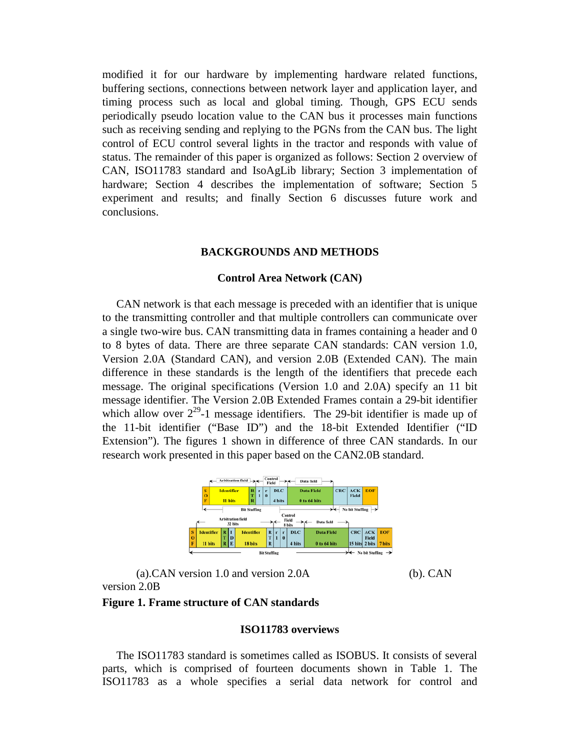modified it for our hardware by implementing hardware related functions, buffering sections, connections between network layer and application layer, and timing process such as local and global timing. Though, GPS ECU sends periodically pseudo location value to the CAN bus it processes main functions such as receiving sending and replying to the PGNs from the CAN bus. The light control of ECU control several lights in the tractor and responds with value of status. The remainder of this paper is organized as follows: Section 2 overview of CAN, ISO11783 standard and IsoAgLib library; Section 3 implementation of hardware; Section 4 describes the implementation of software; Section 5 experiment and results; and finally Section 6 discusses future work and conclusions.

## BACKGROUNDS AND METHODS

### Control Area Network (CAN)

CAN network is that each message is preceded with an identifier that is unique to the transmitting controller and that multiple controllers can communicate over a single two-wire bus. CAN transmitting data in frames containing a header and 0 to 8 bytes of data. There are three separate CAN standards: CAN version 1.0, Version 2.0A (Standard CAN), and version 2.0B (Extended CAN). The main difference in these standards is the length of the identifiers that precede each message. The original specifications (Version 1.0 and 2.0A) specify an 11 bit message identifier. The Version 2.0B Extended Frames contain a 29-bit identifier which allow over $2^{29}$-1 message identifiers. The 29-bit identifier is made up of the 11-bit identifier ("Base ID") and the 18-bit Extended Identifier ("ID Extension"). The figures 1 shown in difference of three CAN standards. In our research work presented in this paper based on the CAN2.0B standard.

(a).CAN version 1.0 and version 2.0A (b). CAN version 2.0B

**Figure 1. Frame structure of CAN standards**

### ISO11783 overviews

The ISO11783 standard is sometimes called as ISOBUS. It consists of several parts, which is comprised of fourteen documents shown in Table 1. The ISO11783 as a whole specifies a serial data network for control and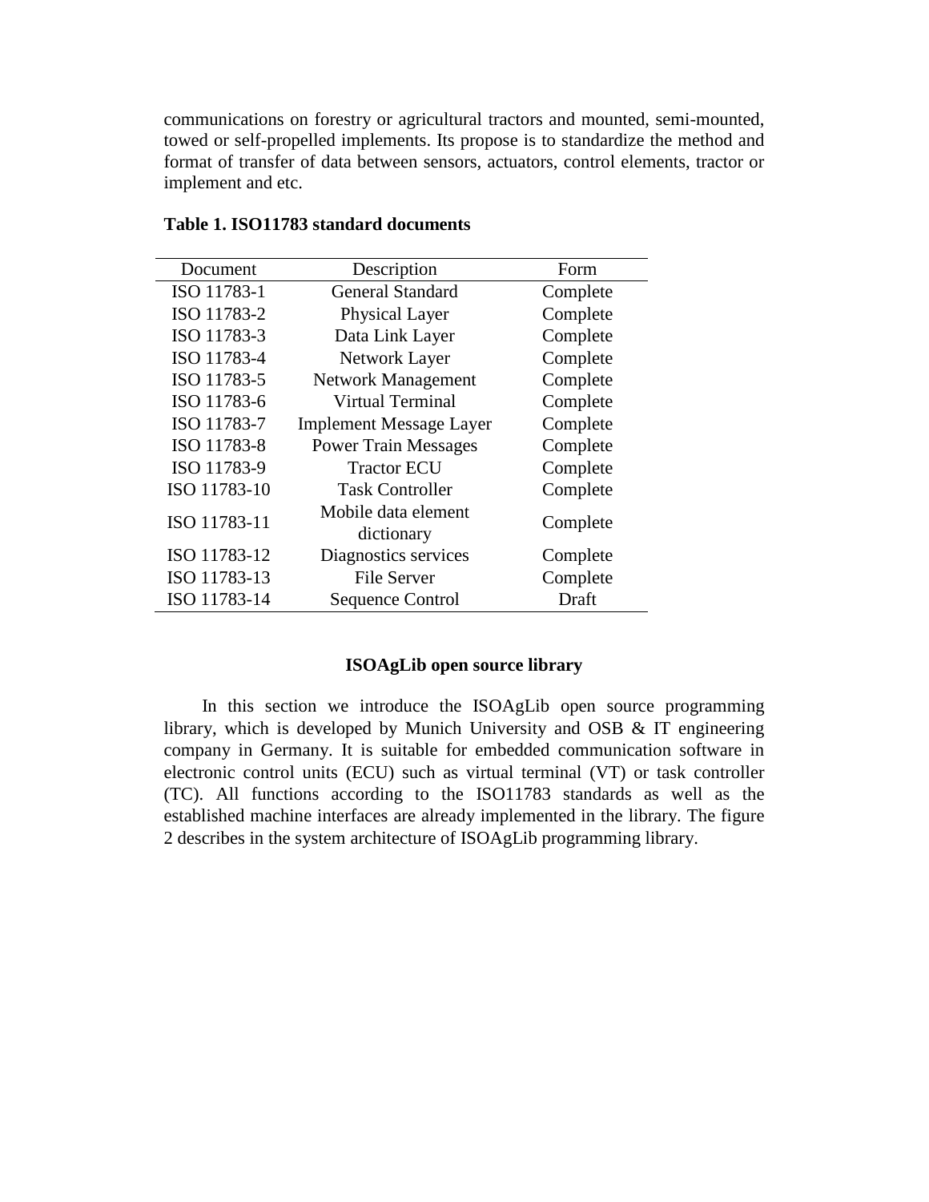communications on forestry or agricultural tractors and mounted, semi-mounted, towed or self-propelled implements. Its propose is to standardize the method and format of transfer of data between sensors, actuators, control elements, tractor or implement and etc.

**Table 1. ISO11783 standard documents**

| Document | Description | Form |
|---|---|---|
| ISO 11783-1 | General Standard | Complete |
| ISO 11783-2 | Physical Layer | Complete |
| ISO 11783-3 | Data Link Layer | Complete |
| ISO 11783-4 | Network Layer | Complete |
| ISO 11783-5 | Network Management | Complete |
| ISO 11783-6 | Virtual Terminal | Complete |
| ISO 11783-7 | Implement Message Layer | Complete |
| ISO 11783-8 | Power Train Messages | Complete |
| ISO 11783-9 | Tractor ECU | Complete |
| ISO 11783-10 | Task Controller | Complete |
| ISO 11783-11 | Mobile data element dictionary | Complete |
| ISO 11783-12 | Diagnostics services | Complete |
| ISO 11783-13 | File Server | Complete |
| ISO 11783-14 | Sequence Control | Draft |

## ISOAgLib open source library

In this section we introduce the ISOAgLib open source programming library, which is developed by Munich University and OSB & IT engineering company in Germany. It is suitable for embedded communication software in electronic control units (ECU) such as virtual terminal (VT) or task controller (TC). All functions according to the ISO11783 standards as well as the established machine interfaces are already implemented in the library. The figure 2 describes in the system architecture of ISOAgLib programming library.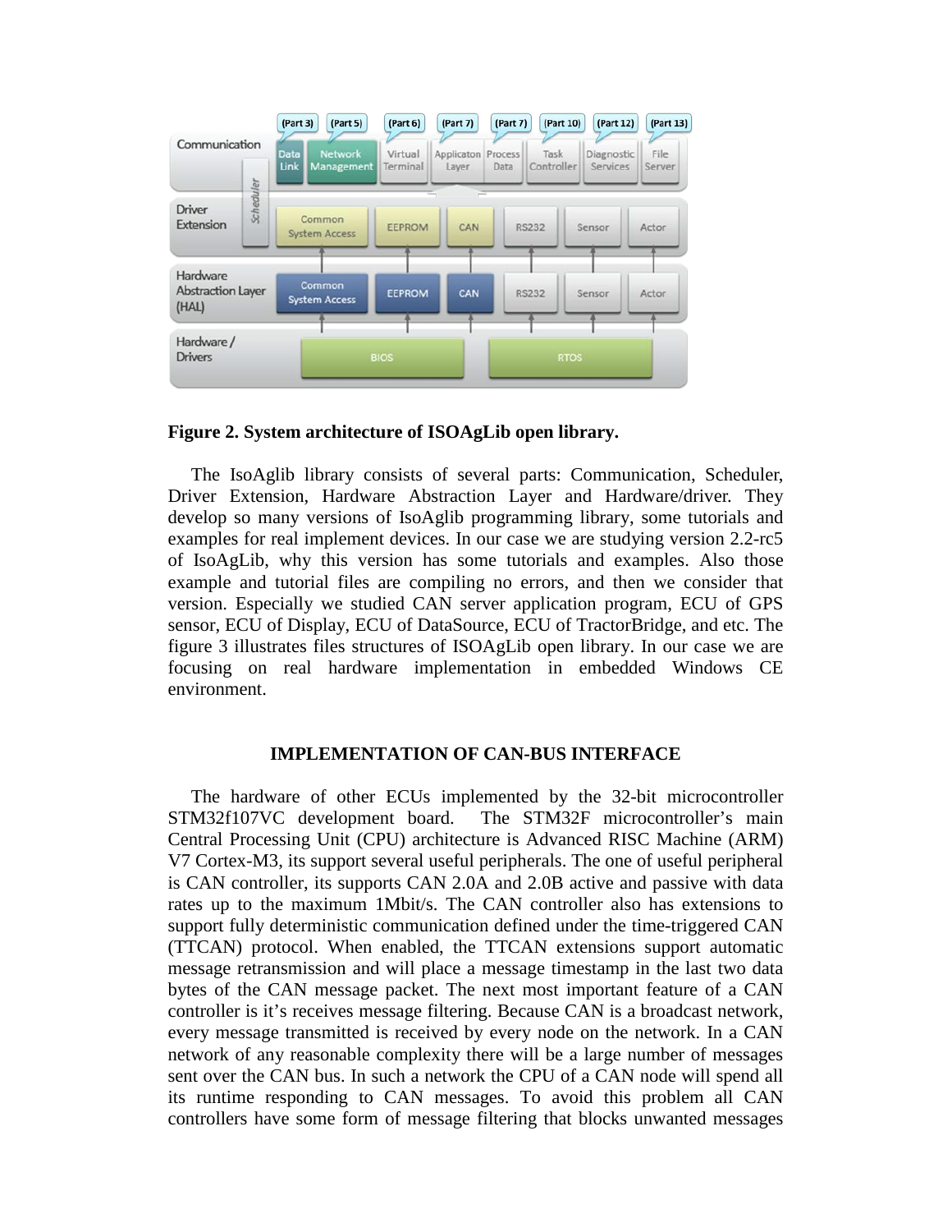**Figure 2. System architecture of ISOAgLib open library.**

The IsoAglib library consists of several parts: Communication, Scheduler, Driver Extension, Hardware Abstraction Layer and Hardware/driver. They develop so many versions of IsoAglib programming library, some tutorials and examples for real implement devices. In our case we are studying version 2.2-rc5 of IsoAgLib, why this version has some tutorials and examples. Also those example and tutorial files are compiling no errors, and then we consider that version. Especially we studied CAN server application program, ECU of GPS sensor, ECU of Display, ECU of DataSource, ECU of TractorBridge, and etc. The figure 3 illustrates files structures of ISOAgLib open library. In our case we are focusing on real hardware implementation in embedded Windows CE environment.

## IMPLEMENTATION OF CAN-BUS INTERFACE

The hardware of other ECUs implemented by the 32-bit microcontroller STM32f107VC development board. The STM32F microcontroller's main Central Processing Unit (CPU) architecture is Advanced RISC Machine (ARM) V7 Cortex-M3, its support several useful peripherals. The one of useful peripheral is CAN controller, its supports CAN 2.0A and 2.0B active and passive with data rates up to the maximum 1Mbit/s. The CAN controller also has extensions to support fully deterministic communication defined under the time-triggered CAN (TTCAN) protocol. When enabled, the TTCAN extensions support automatic message retransmission and will place a message timestamp in the last two data bytes of the CAN message packet. The next most important feature of a CAN controller is it's receives message filtering. Because CAN is a broadcast network, every message transmitted is received by every node on the network. In a CAN network of any reasonable complexity there will be a large number of messages sent over the CAN bus. In such a network the CPU of a CAN node will spend all its runtime responding to CAN messages. To avoid this problem all CAN controllers have some form of message filtering that blocks unwanted messages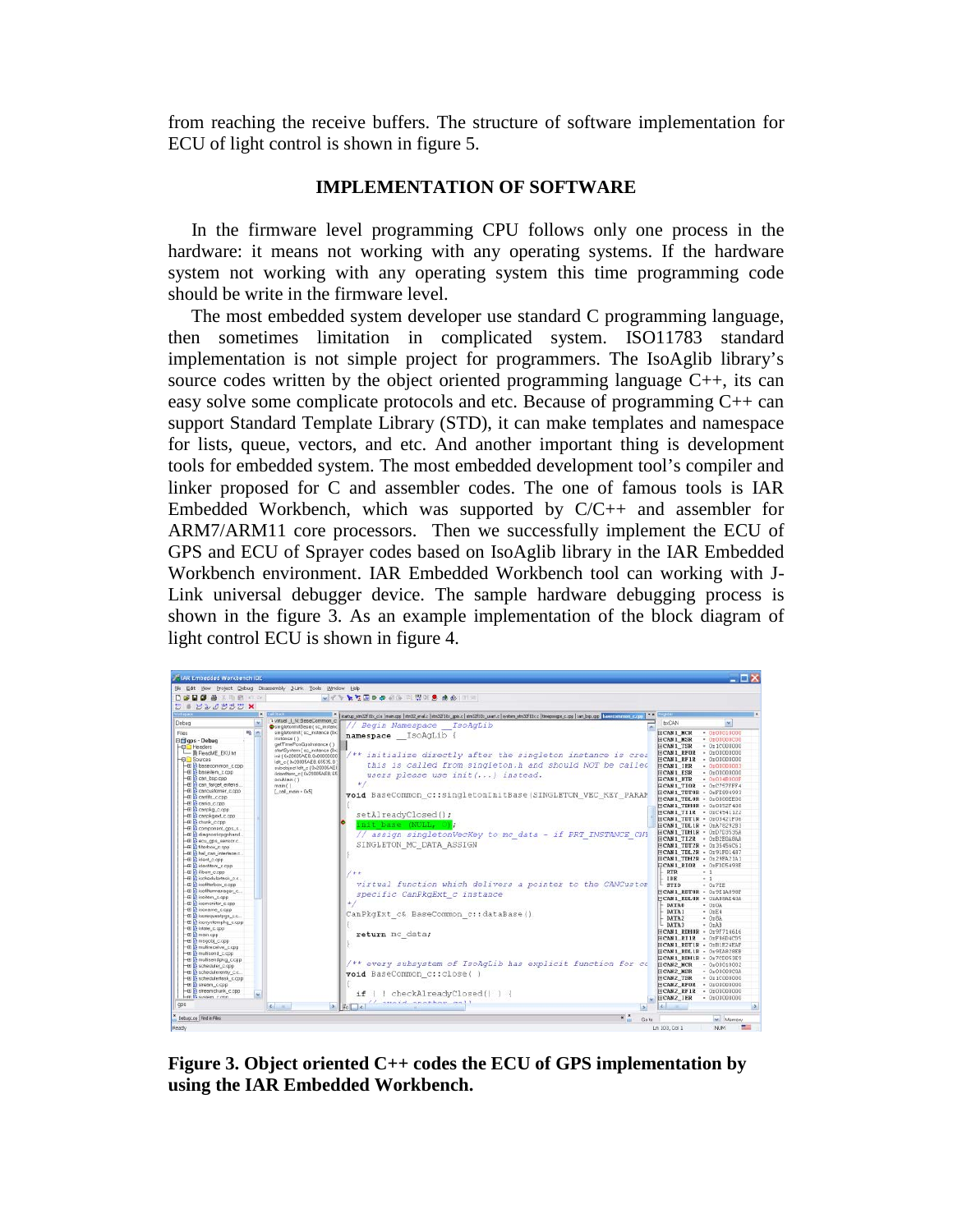from reaching the receive buffers. The structure of software implementation for ECU of light control is shown in figure 5.

## IMPLEMENTATION OF SOFTWARE

In the firmware level programming CPU follows only one process in the hardware: it means not working with any operating systems. If the hardware system not working with any operating system this time programming code should be write in the firmware level.

The most embedded system developer use standard C programming language, then sometimes limitation in complicated system. ISO11783 standard implementation is not simple project for programmers. The IsoAglib library's source codes written by the object oriented programming language C++, its can easy solve some complicate protocols and etc. Because of programming C++ can support Standard Template Library (STD), it can make templates and namespace for lists, queue, vectors, and etc. And another important thing is development tools for embedded system. The most embedded development tool's compiler and linker proposed for C and assembler codes. The one of famous tools is IAR Embedded Workbench, which was supported by C/C++ and assembler for ARM7/ARM11 core processors. Then we successfully implement the ECU of GPS and ECU of Sprayer codes based on IsoAglib library in the IAR Embedded Workbench environment. IAR Embedded Workbench tool can working with J-Link universal debugger device. The sample hardware debugging process is shown in the figure 3. As an example implementation of the block diagram of light control ECU is shown in figure 4.

**Figure 3. Object oriented C++ codes the ECU of GPS implementation by using the IAR Embedded Workbench.**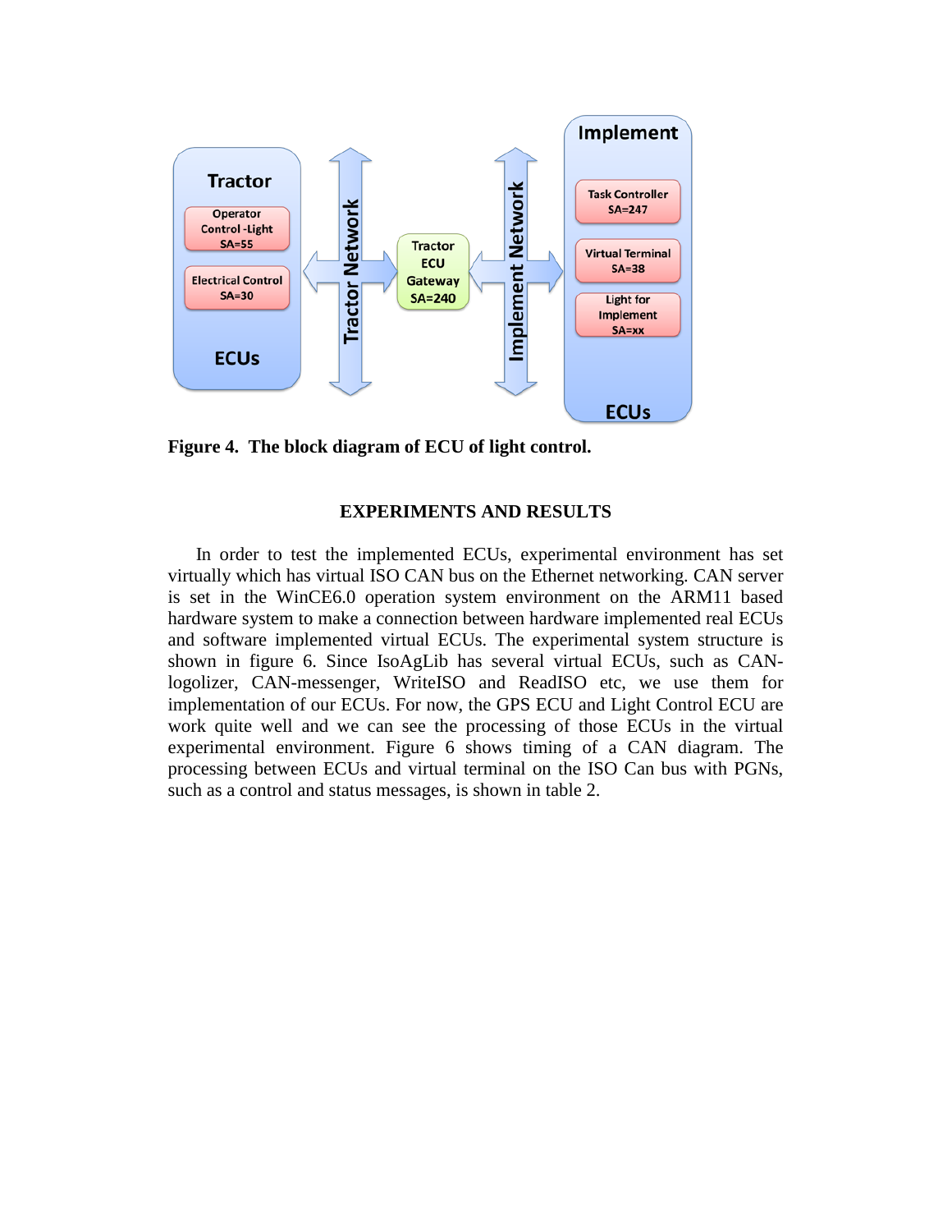**Figure 4. The block diagram of ECU of light control.**

## EXPERIMENTS AND RESULTS

In order to test the implemented ECUs, experimental environment has set virtually which has virtual ISO CAN bus on the Ethernet networking. CAN server is set in the WinCE6.0 operation system environment on the ARM11 based hardware system to make a connection between hardware implemented real ECUs and software implemented virtual ECUs. The experimental system structure is shown in figure 6. Since IsoAgLib has several virtual ECUs, such as CAN-logolizer, CAN-messenger, WriteISO and ReadISO etc, we use them for implementation of our ECUs. For now, the GPS ECU and Light Control ECU are work quite well and we can see the processing of those ECUs in the virtual experimental environment. Figure 6 shows timing of a CAN diagram. The processing between ECUs and virtual terminal on the ISO Can bus with PGNs, such as a control and status messages, is shown in table 2.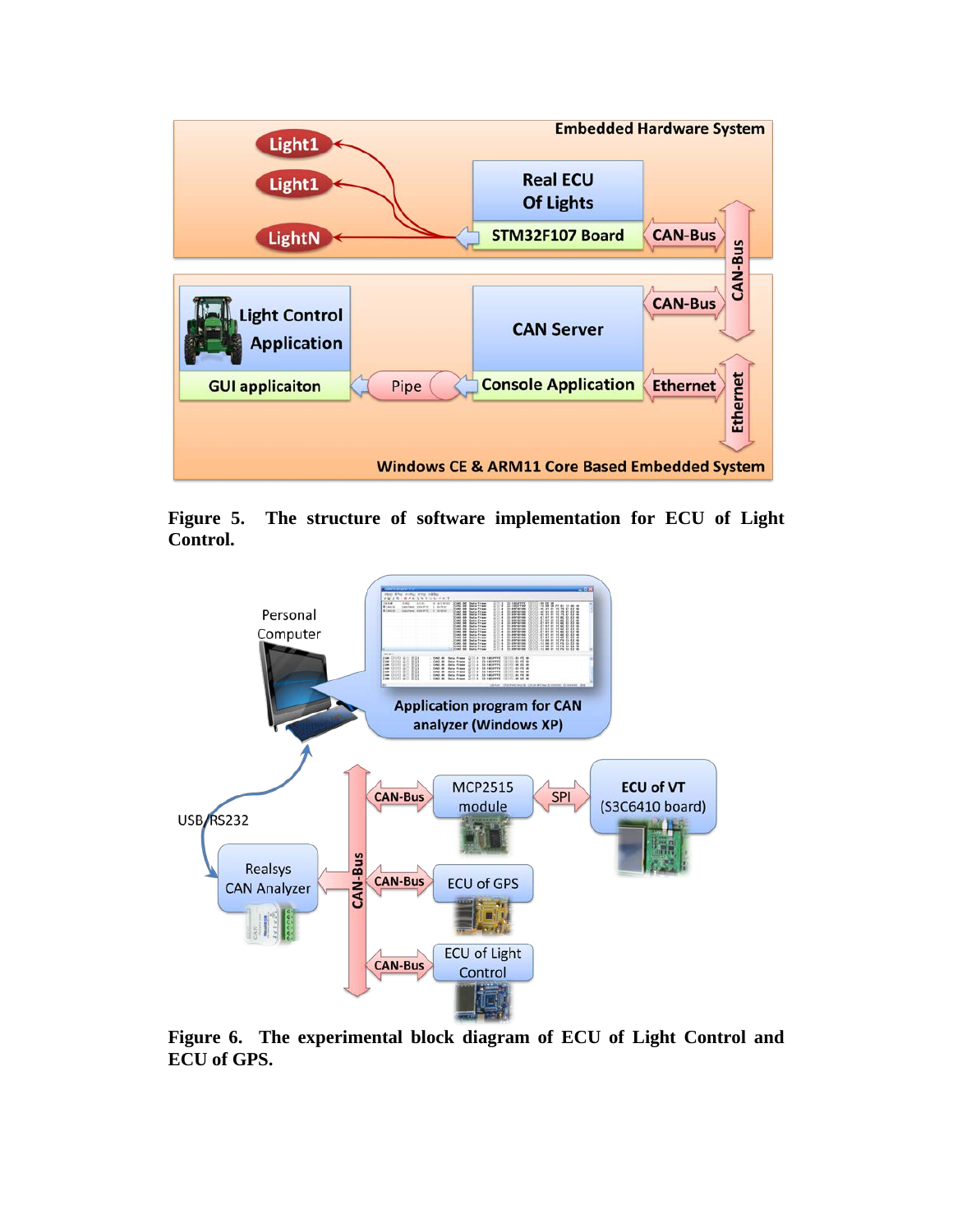**Figure 5. The structure of software implementation for ECU of Light Control.**

**Figure 6. The experimental block diagram of ECU of Light Control and ECU of GPS.**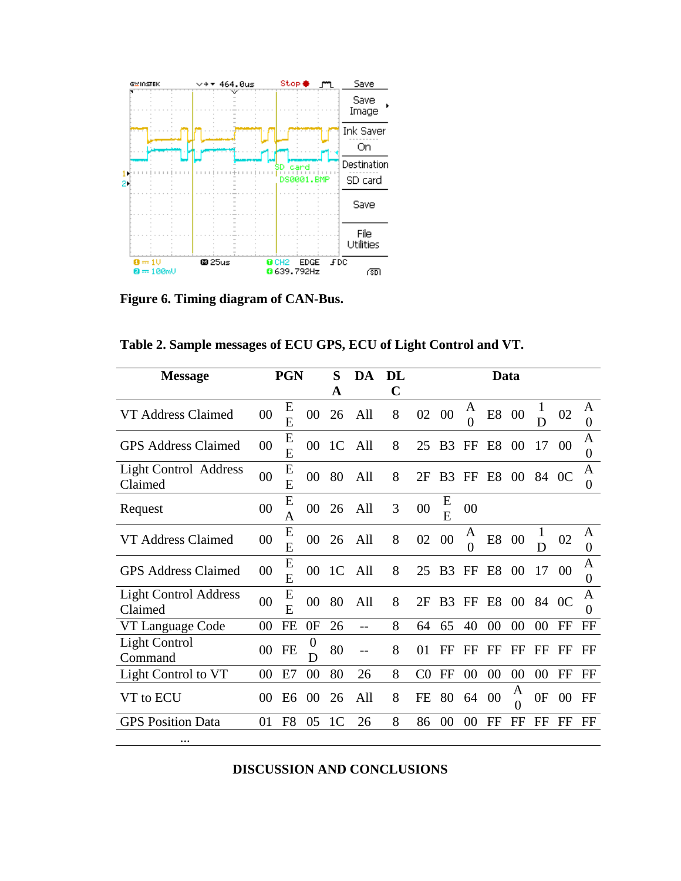**Figure 6. Timing diagram of CAN-Bus.**

**Table 2. Sample messages of ECU GPS, ECU of Light Control and VT.**

| Message | PGN | | | SA | DA | DLC | Data | | | | | | | |
|---|---|---|---|---|---|---|---|---|---|---|---|---|---|---|
| VT Address Claimed | 00 | EE | 00 | 26 | All | 8 | 02 | 00 | A0 | E8 | 00 | 1D | 02 | A0 |
| GPS Address Claimed | 00 | EE | 00 | 1C | All | 8 | 25 | B3 | FF | E8 | 00 | 17 | 00 | A0 |
| Light Control Address Claimed | 00 | EE | 00 | 80 | All | 8 | 2F | B3 | FF | E8 | 00 | 84 | 0C | A0 |
| Request | 00 | EA | 00 | 26 | All | 3 | 00 | EE | 00 | | | | | |
| VT Address Claimed | 00 | EE | 00 | 26 | All | 8 | 02 | 00 | A0 | E8 | 00 | 1D | 02 | A0 |
| GPS Address Claimed | 00 | EE | 00 | 1C | All | 8 | 25 | B3 | FF | E8 | 00 | 17 | 00 | A0 |
| Light Control Address Claimed | 00 | EE | 00 | 80 | All | 8 | 2F | B3 | FF | E8 | 00 | 84 | 0C | A0 |
| VT Language Code | 00 | FE | 0F | 26 | -- | 8 | 64 | 65 | 40 | 00 | 00 | 00 | FF | FF |
| Light Control Command | 00 | FE | 0D | 80 | -- | 8 | 01 | FF | FF | FF | FF | FF | FF | FF |
| Light Control to VT | 00 | E7 | 00 | 80 | 26 | 8 | C0 | FF | 00 | 00 | 00 | 00 | FF | FF |
| VT to ECU | 00 | E6 | 00 | 26 | All | 8 | FE | 80 | 64 | 00 | A0 | 0F | 00 | FF |
| GPS Position Data | 01 | F8 | 05 | 1C | 26 | 8 | 86 | 00 | 00 | FF | FF | FF | FF | FF |
| ... | | | | | | | | | | | | | | |

## DISCUSSION AND CONCLUSIONS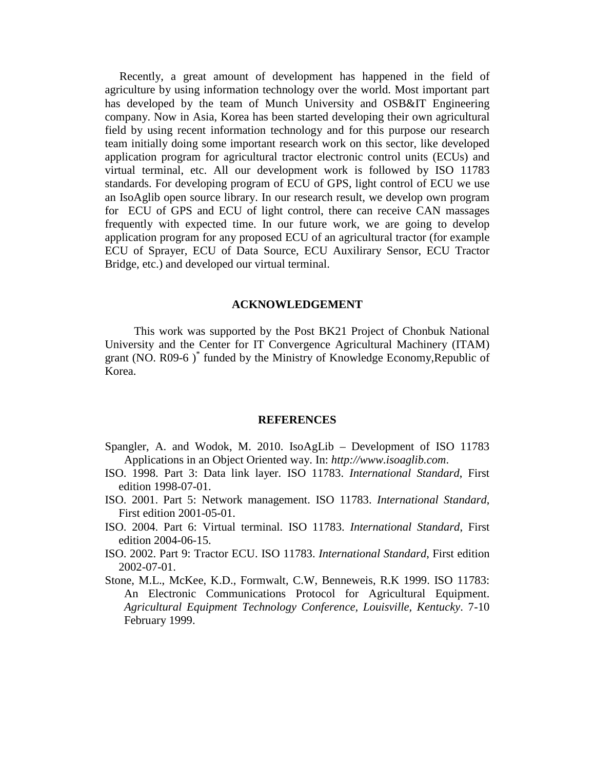Recently, a great amount of development has happened in the field of agriculture by using information technology over the world. Most important part has developed by the team of Munch University and OSB&IT Engineering company. Now in Asia, Korea has been started developing their own agricultural field by using recent information technology and for this purpose our research team initially doing some important research work on this sector, like developed application program for agricultural tractor electronic control units (ECUs) and virtual terminal, etc. All our development work is followed by ISO 11783 standards. For developing program of ECU of GPS, light control of ECU we use an IsoAglib open source library. In our research result, we develop own program for ECU of GPS and ECU of light control, there can receive CAN massages frequently with expected time. In our future work, we are going to develop application program for any proposed ECU of an agricultural tractor (for example ECU of Sprayer, ECU of Data Source, ECU Auxilirary Sensor, ECU Tractor Bridge, etc.) and developed our virtual terminal.

## ACKNOWLEDGEMENT

This work was supported by the Post BK21 Project of Chonbuk National University and the Center for IT Convergence Agricultural Machinery (ITAM) grant (NO. R09-6 )* funded by the Ministry of Knowledge Economy,Republic of Korea.

## REFERENCES

Spangler, A. and Wodok, M. 2010. IsoAgLib – Development of ISO 11783 Applications in an Object Oriented way. In: *http://www.isoaglib.com*.

ISO. 1998. Part 3: Data link layer. ISO 11783. *International Standard*, First edition 1998-07-01.

ISO. 2001. Part 5: Network management. ISO 11783. *International Standard*, First edition 2001-05-01.

ISO. 2004. Part 6: Virtual terminal. ISO 11783. *International Standard*, First edition 2004-06-15.

ISO. 2002. Part 9: Tractor ECU. ISO 11783. *International Standard*, First edition 2002-07-01.

Stone, M.L., McKee, K.D., Formwalt, C.W, Benneweis, R.K 1999. ISO 11783: An Electronic Communications Protocol for Agricultural Equipment. *Agricultural Equipment Technology Conference, Louisville, Kentucky*. 7-10 February 1999.